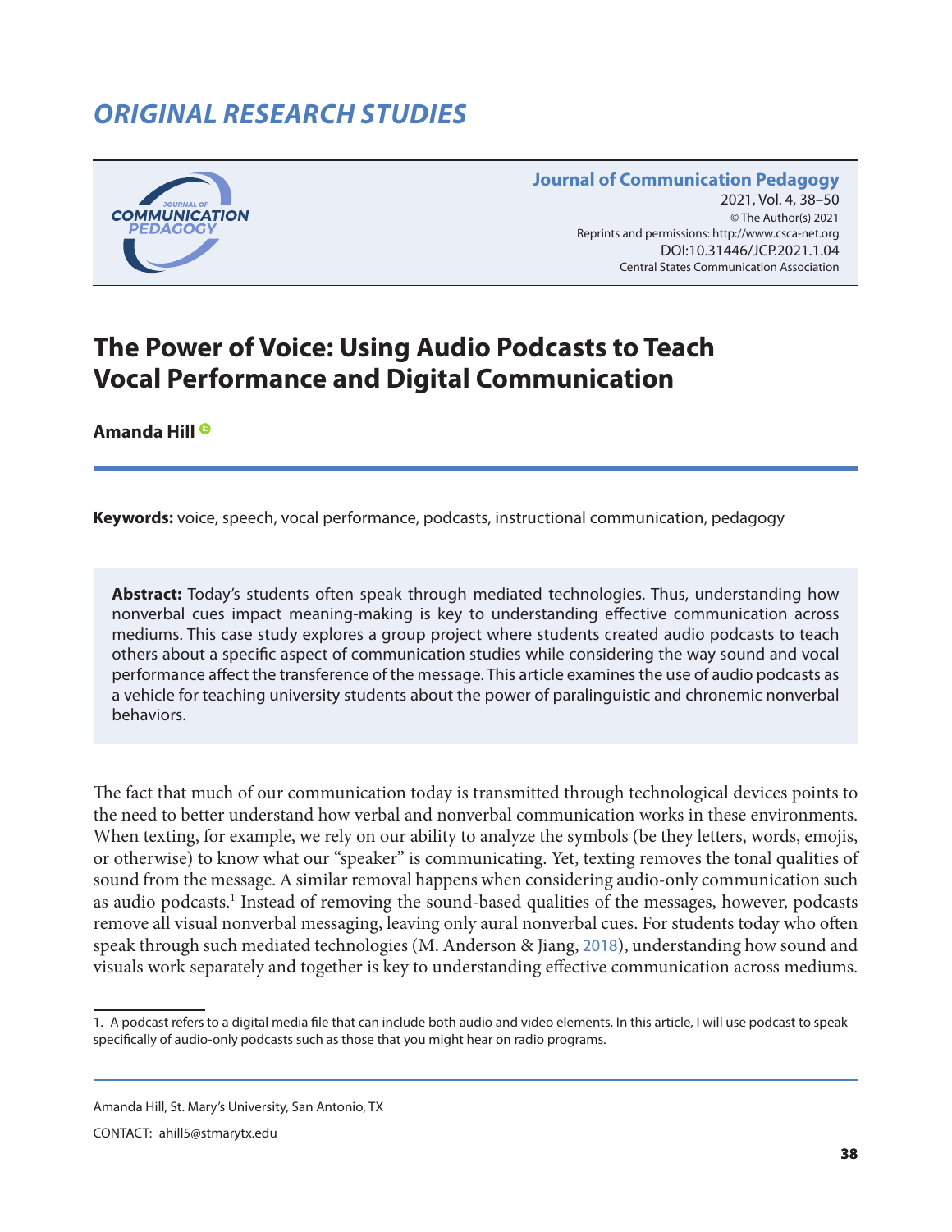# ORIGINAL RESEARCH STUDIES

**Journal of Communication Pedagogy**
2021, Vol. 4, 38–50
© The Author(s) 2021
Reprints and permissions: http://www.csca-net.org
DOI:10.31446/JCP.2021.1.04
Central States Communication Association

## The Power of Voice: Using Audio Podcasts to Teach Vocal Performance and Digital Communication

**Amanda Hill**

**Keywords:** voice, speech, vocal performance, podcasts, instructional communication, pedagogy

**Abstract:** Today's students often speak through mediated technologies. Thus, understanding how nonverbal cues impact meaning-making is key to understanding effective communication across mediums. This case study explores a group project where students created audio podcasts to teach others about a specific aspect of communication studies while considering the way sound and vocal performance affect the transference of the message. This article examines the use of audio podcasts as a vehicle for teaching university students about the power of paralinguistic and chronemic nonverbal behaviors.

The fact that much of our communication today is transmitted through technological devices points to the need to better understand how verbal and nonverbal communication works in these environments. When texting, for example, we rely on our ability to analyze the symbols (be they letters, words, emojis, or otherwise) to know what our "speaker" is communicating. Yet, texting removes the tonal qualities of sound from the message. A similar removal happens when considering audio-only communication such as audio podcasts.[1] Instead of removing the sound-based qualities of the messages, however, podcasts remove all visual nonverbal messaging, leaving only aural nonverbal cues. For students today who often speak through such mediated technologies (M. Anderson & Jiang, 2018), understanding how sound and visuals work separately and together is key to understanding effective communication across mediums.

1. A podcast refers to a digital media file that can include both audio and video elements. In this article, I will use podcast to speak specifically of audio-only podcasts such as those that you might hear on radio programs.

Amanda Hill, St. Mary's University, San Antonio, TX

CONTACT: ahill5@stmarytx.edu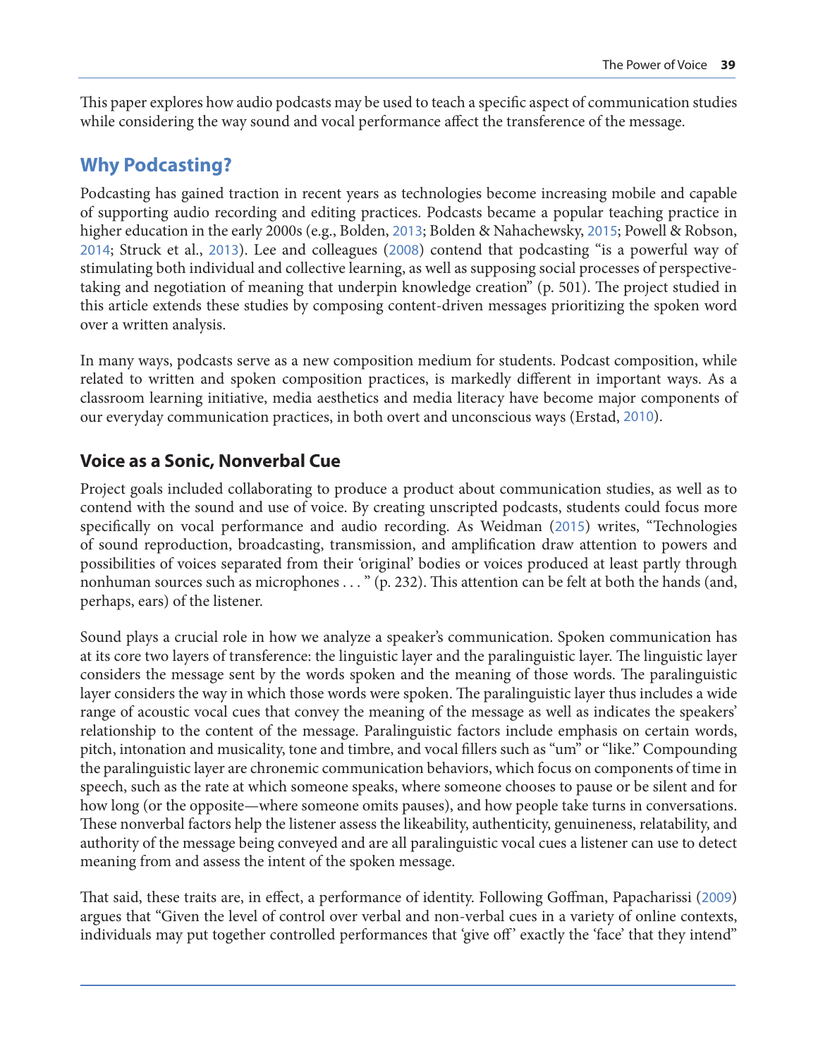This paper explores how audio podcasts may be used to teach a specific aspect of communication studies while considering the way sound and vocal performance affect the transference of the message.

## Why Podcasting?

Podcasting has gained traction in recent years as technologies become increasing mobile and capable of supporting audio recording and editing practices. Podcasts became a popular teaching practice in higher education in the early 2000s (e.g., Bolden, 2013; Bolden & Nahachewsky, 2015; Powell & Robson, 2014; Struck et al., 2013). Lee and colleagues (2008) contend that podcasting "is a powerful way of stimulating both individual and collective learning, as well as supposing social processes of perspective-taking and negotiation of meaning that underpin knowledge creation" (p. 501). The project studied in this article extends these studies by composing content-driven messages prioritizing the spoken word over a written analysis.

In many ways, podcasts serve as a new composition medium for students. Podcast composition, while related to written and spoken composition practices, is markedly different in important ways. As a classroom learning initiative, media aesthetics and media literacy have become major components of our everyday communication practices, in both overt and unconscious ways (Erstad, 2010).

### Voice as a Sonic, Nonverbal Cue

Project goals included collaborating to produce a product about communication studies, as well as to contend with the sound and use of voice. By creating unscripted podcasts, students could focus more specifically on vocal performance and audio recording. As Weidman (2015) writes, "Technologies of sound reproduction, broadcasting, transmission, and amplification draw attention to powers and possibilities of voices separated from their 'original' bodies or voices produced at least partly through nonhuman sources such as microphones . . . " (p. 232). This attention can be felt at both the hands (and, perhaps, ears) of the listener.

Sound plays a crucial role in how we analyze a speaker's communication. Spoken communication has at its core two layers of transference: the linguistic layer and the paralinguistic layer. The linguistic layer considers the message sent by the words spoken and the meaning of those words. The paralinguistic layer considers the way in which those words were spoken. The paralinguistic layer thus includes a wide range of acoustic vocal cues that convey the meaning of the message as well as indicates the speakers' relationship to the content of the message. Paralinguistic factors include emphasis on certain words, pitch, intonation and musicality, tone and timbre, and vocal fillers such as "um" or "like." Compounding the paralinguistic layer are chronemic communication behaviors, which focus on components of time in speech, such as the rate at which someone speaks, where someone chooses to pause or be silent and for how long (or the opposite—where someone omits pauses), and how people take turns in conversations. These nonverbal factors help the listener assess the likeability, authenticity, genuineness, relatability, and authority of the message being conveyed and are all paralinguistic vocal cues a listener can use to detect meaning from and assess the intent of the spoken message.

That said, these traits are, in effect, a performance of identity. Following Goffman, Papacharissi (2009) argues that "Given the level of control over verbal and non-verbal cues in a variety of online contexts, individuals may put together controlled performances that 'give off' exactly the 'face' that they intend"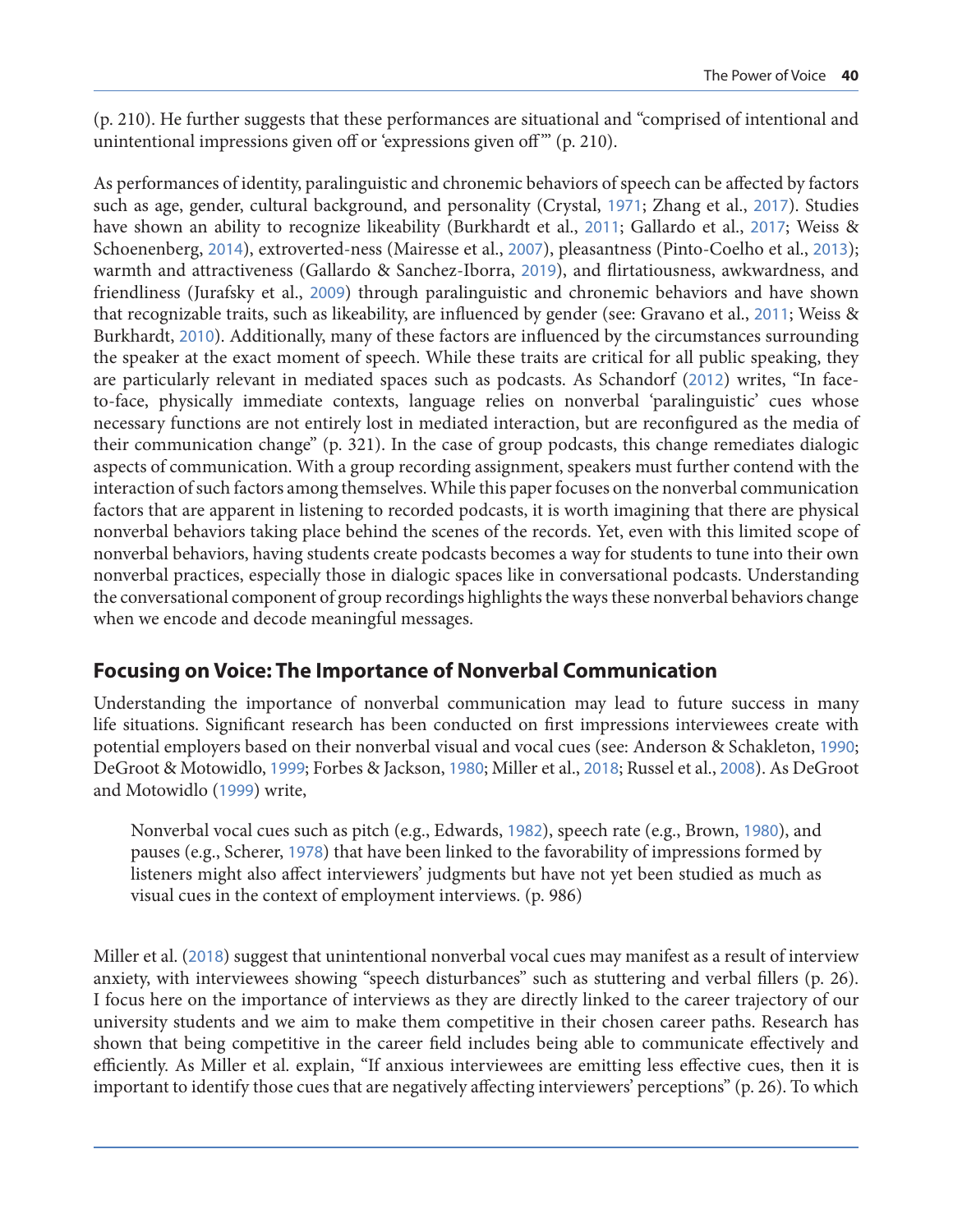(p. 210). He further suggests that these performances are situational and "comprised of intentional and unintentional impressions given off or 'expressions given off'" (p. 210).

As performances of identity, paralinguistic and chronemic behaviors of speech can be affected by factors such as age, gender, cultural background, and personality (Crystal, 1971; Zhang et al., 2017). Studies have shown an ability to recognize likeability (Burkhardt et al., 2011; Gallardo et al., 2017; Weiss & Schoenenberg, 2014), extroverted-ness (Mairesse et al., 2007), pleasantness (Pinto-Coelho et al., 2013); warmth and attractiveness (Gallardo & Sanchez-Iborra, 2019), and flirtatiousness, awkwardness, and friendliness (Jurafsky et al., 2009) through paralinguistic and chronemic behaviors and have shown that recognizable traits, such as likeability, are influenced by gender (see: Gravano et al., 2011; Weiss & Burkhardt, 2010). Additionally, many of these factors are influenced by the circumstances surrounding the speaker at the exact moment of speech. While these traits are critical for all public speaking, they are particularly relevant in mediated spaces such as podcasts. As Schandorf (2012) writes, "In face-to-face, physically immediate contexts, language relies on nonverbal 'paralinguistic' cues whose necessary functions are not entirely lost in mediated interaction, but are reconfigured as the media of their communication change" (p. 321). In the case of group podcasts, this change remediates dialogic aspects of communication. With a group recording assignment, speakers must further contend with the interaction of such factors among themselves. While this paper focuses on the nonverbal communication factors that are apparent in listening to recorded podcasts, it is worth imagining that there are physical nonverbal behaviors taking place behind the scenes of the records. Yet, even with this limited scope of nonverbal behaviors, having students create podcasts becomes a way for students to tune into their own nonverbal practices, especially those in dialogic spaces like in conversational podcasts. Understanding the conversational component of group recordings highlights the ways these nonverbal behaviors change when we encode and decode meaningful messages.

## Focusing on Voice: The Importance of Nonverbal Communication

Understanding the importance of nonverbal communication may lead to future success in many life situations. Significant research has been conducted on first impressions interviewees create with potential employers based on their nonverbal visual and vocal cues (see: Anderson & Schakleton, 1990; DeGroot & Motowidlo, 1999; Forbes & Jackson, 1980; Miller et al., 2018; Russel et al., 2008). As DeGroot and Motowidlo (1999) write,

> Nonverbal vocal cues such as pitch (e.g., Edwards, 1982), speech rate (e.g., Brown, 1980), and pauses (e.g., Scherer, 1978) that have been linked to the favorability of impressions formed by listeners might also affect interviewers' judgments but have not yet been studied as much as visual cues in the context of employment interviews. (p. 986)

Miller et al. (2018) suggest that unintentional nonverbal vocal cues may manifest as a result of interview anxiety, with interviewees showing "speech disturbances" such as stuttering and verbal fillers (p. 26). I focus here on the importance of interviews as they are directly linked to the career trajectory of our university students and we aim to make them competitive in their chosen career paths. Research has shown that being competitive in the career field includes being able to communicate effectively and efficiently. As Miller et al. explain, "If anxious interviewees are emitting less effective cues, then it is important to identify those cues that are negatively affecting interviewers' perceptions" (p. 26). To which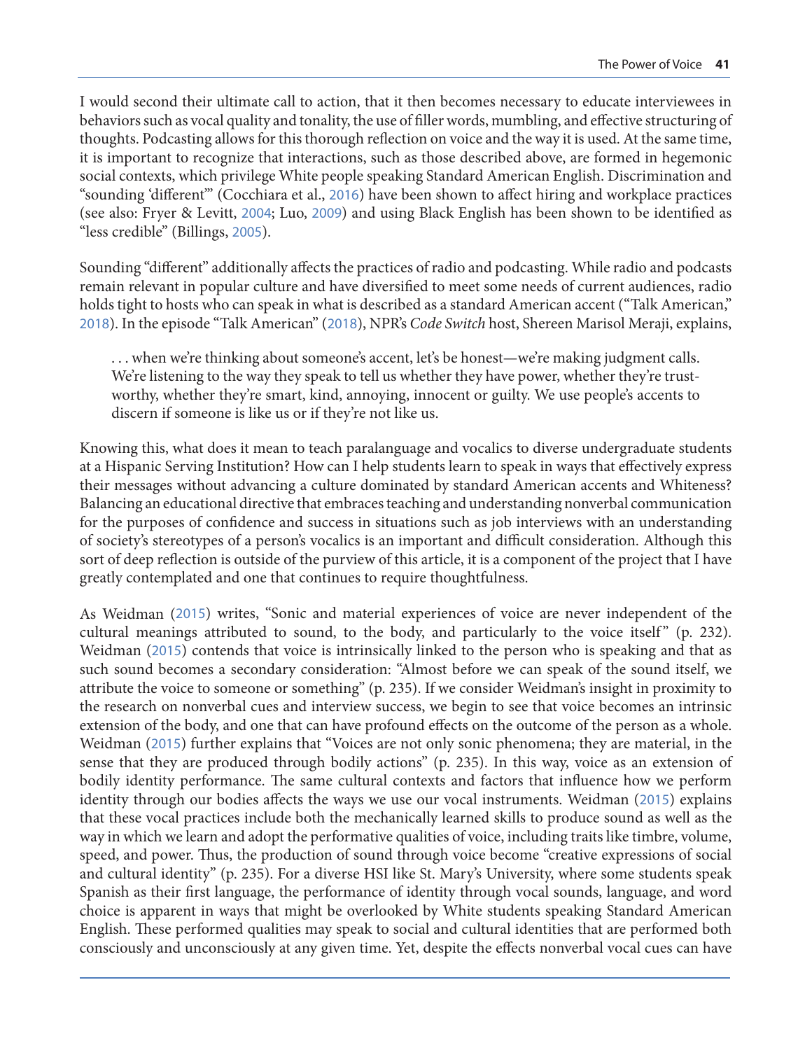I would second their ultimate call to action, that it then becomes necessary to educate interviewees in behaviors such as vocal quality and tonality, the use of filler words, mumbling, and effective structuring of thoughts. Podcasting allows for this thorough reflection on voice and the way it is used. At the same time, it is important to recognize that interactions, such as those described above, are formed in hegemonic social contexts, which privilege White people speaking Standard American English. Discrimination and "sounding 'different'" (Cocchiara et al., 2016) have been shown to affect hiring and workplace practices (see also: Fryer & Levitt, 2004; Luo, 2009) and using Black English has been shown to be identified as "less credible" (Billings, 2005).

Sounding "different" additionally affects the practices of radio and podcasting. While radio and podcasts remain relevant in popular culture and have diversified to meet some needs of current audiences, radio holds tight to hosts who can speak in what is described as a standard American accent ("Talk American," 2018). In the episode "Talk American" (2018), NPR's *Code Switch* host, Shereen Marisol Meraji, explains,

> . . . when we're thinking about someone's accent, let's be honest—we're making judgment calls. We're listening to the way they speak to tell us whether they have power, whether they're trustworthy, whether they're smart, kind, annoying, innocent or guilty. We use people's accents to discern if someone is like us or if they're not like us.

Knowing this, what does it mean to teach paralanguage and vocalics to diverse undergraduate students at a Hispanic Serving Institution? How can I help students learn to speak in ways that effectively express their messages without advancing a culture dominated by standard American accents and Whiteness? Balancing an educational directive that embraces teaching and understanding nonverbal communication for the purposes of confidence and success in situations such as job interviews with an understanding of society's stereotypes of a person's vocalics is an important and difficult consideration. Although this sort of deep reflection is outside of the purview of this article, it is a component of the project that I have greatly contemplated and one that continues to require thoughtfulness.

As Weidman (2015) writes, "Sonic and material experiences of voice are never independent of the cultural meanings attributed to sound, to the body, and particularly to the voice itself" (p. 232). Weidman (2015) contends that voice is intrinsically linked to the person who is speaking and that as such sound becomes a secondary consideration: "Almost before we can speak of the sound itself, we attribute the voice to someone or something" (p. 235). If we consider Weidman's insight in proximity to the research on nonverbal cues and interview success, we begin to see that voice becomes an intrinsic extension of the body, and one that can have profound effects on the outcome of the person as a whole. Weidman (2015) further explains that "Voices are not only sonic phenomena; they are material, in the sense that they are produced through bodily actions" (p. 235). In this way, voice as an extension of bodily identity performance. The same cultural contexts and factors that influence how we perform identity through our bodies affects the ways we use our vocal instruments. Weidman (2015) explains that these vocal practices include both the mechanically learned skills to produce sound as well as the way in which we learn and adopt the performative qualities of voice, including traits like timbre, volume, speed, and power. Thus, the production of sound through voice become "creative expressions of social and cultural identity" (p. 235). For a diverse HSI like St. Mary's University, where some students speak Spanish as their first language, the performance of identity through vocal sounds, language, and word choice is apparent in ways that might be overlooked by White students speaking Standard American English. These performed qualities may speak to social and cultural identities that are performed both consciously and unconsciously at any given time. Yet, despite the effects nonverbal vocal cues can have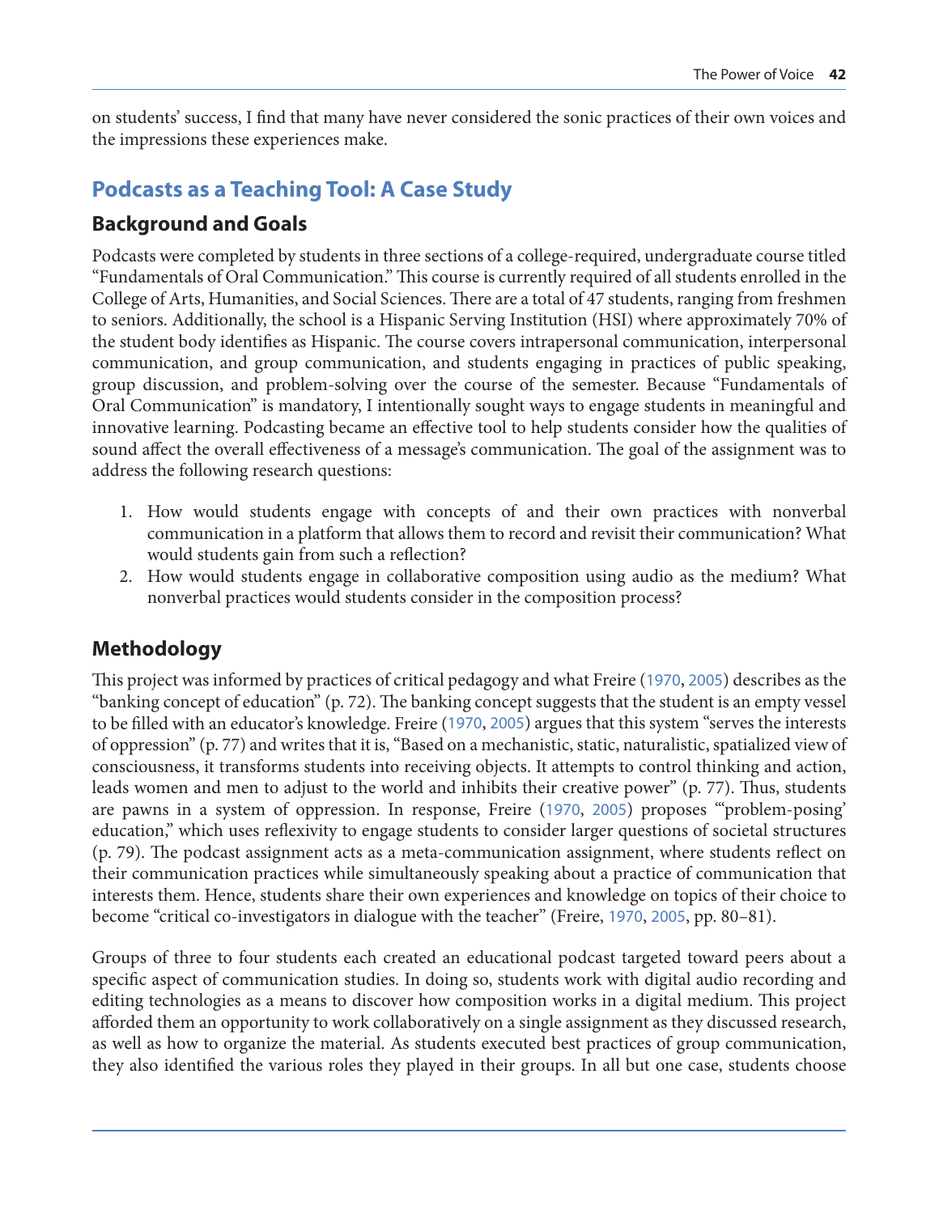on students' success, I find that many have never considered the sonic practices of their own voices and the impressions these experiences make.

## Podcasts as a Teaching Tool: A Case Study

### Background and Goals

Podcasts were completed by students in three sections of a college-required, undergraduate course titled "Fundamentals of Oral Communication." This course is currently required of all students enrolled in the College of Arts, Humanities, and Social Sciences. There are a total of 47 students, ranging from freshmen to seniors. Additionally, the school is a Hispanic Serving Institution (HSI) where approximately 70% of the student body identifies as Hispanic. The course covers intrapersonal communication, interpersonal communication, and group communication, and students engaging in practices of public speaking, group discussion, and problem-solving over the course of the semester. Because "Fundamentals of Oral Communication" is mandatory, I intentionally sought ways to engage students in meaningful and innovative learning. Podcasting became an effective tool to help students consider how the qualities of sound affect the overall effectiveness of a message's communication. The goal of the assignment was to address the following research questions:

1. How would students engage with concepts of and their own practices with nonverbal communication in a platform that allows them to record and revisit their communication? What would students gain from such a reflection?
2. How would students engage in collaborative composition using audio as the medium? What nonverbal practices would students consider in the composition process?

### Methodology

This project was informed by practices of critical pedagogy and what Freire (1970, 2005) describes as the "banking concept of education" (p. 72). The banking concept suggests that the student is an empty vessel to be filled with an educator's knowledge. Freire (1970, 2005) argues that this system "serves the interests of oppression" (p. 77) and writes that it is, "Based on a mechanistic, static, naturalistic, spatialized view of consciousness, it transforms students into receiving objects. It attempts to control thinking and action, leads women and men to adjust to the world and inhibits their creative power" (p. 77). Thus, students are pawns in a system of oppression. In response, Freire (1970, 2005) proposes "'problem-posing' education," which uses reflexivity to engage students to consider larger questions of societal structures (p. 79). The podcast assignment acts as a meta-communication assignment, where students reflect on their communication practices while simultaneously speaking about a practice of communication that interests them. Hence, students share their own experiences and knowledge on topics of their choice to become "critical co-investigators in dialogue with the teacher" (Freire, 1970, 2005, pp. 80–81).

Groups of three to four students each created an educational podcast targeted toward peers about a specific aspect of communication studies. In doing so, students work with digital audio recording and editing technologies as a means to discover how composition works in a digital medium. This project afforded them an opportunity to work collaboratively on a single assignment as they discussed research, as well as how to organize the material. As students executed best practices of group communication, they also identified the various roles they played in their groups. In all but one case, students choose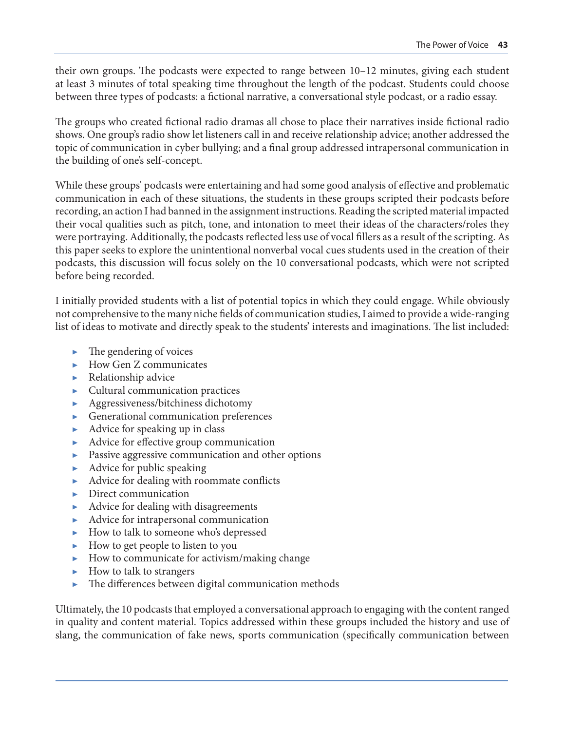their own groups. The podcasts were expected to range between 10–12 minutes, giving each student at least 3 minutes of total speaking time throughout the length of the podcast. Students could choose between three types of podcasts: a fictional narrative, a conversational style podcast, or a radio essay.

The groups who created fictional radio dramas all chose to place their narratives inside fictional radio shows. One group's radio show let listeners call in and receive relationship advice; another addressed the topic of communication in cyber bullying; and a final group addressed intrapersonal communication in the building of one's self-concept.

While these groups' podcasts were entertaining and had some good analysis of effective and problematic communication in each of these situations, the students in these groups scripted their podcasts before recording, an action I had banned in the assignment instructions. Reading the scripted material impacted their vocal qualities such as pitch, tone, and intonation to meet their ideas of the characters/roles they were portraying. Additionally, the podcasts reflected less use of vocal fillers as a result of the scripting. As this paper seeks to explore the unintentional nonverbal vocal cues students used in the creation of their podcasts, this discussion will focus solely on the 10 conversational podcasts, which were not scripted before being recorded.

I initially provided students with a list of potential topics in which they could engage. While obviously not comprehensive to the many niche fields of communication studies, I aimed to provide a wide-ranging list of ideas to motivate and directly speak to the students' interests and imaginations. The list included:

- The gendering of voices
- How Gen Z communicates
- Relationship advice
- Cultural communication practices
- Aggressiveness/bitchiness dichotomy
- Generational communication preferences
- Advice for speaking up in class
- Advice for effective group communication
- Passive aggressive communication and other options
- Advice for public speaking
- Advice for dealing with roommate conflicts
- Direct communication
- Advice for dealing with disagreements
- Advice for intrapersonal communication
- How to talk to someone who's depressed
- How to get people to listen to you
- How to communicate for activism/making change
- How to talk to strangers
- The differences between digital communication methods

Ultimately, the 10 podcasts that employed a conversational approach to engaging with the content ranged in quality and content material. Topics addressed within these groups included the history and use of slang, the communication of fake news, sports communication (specifically communication between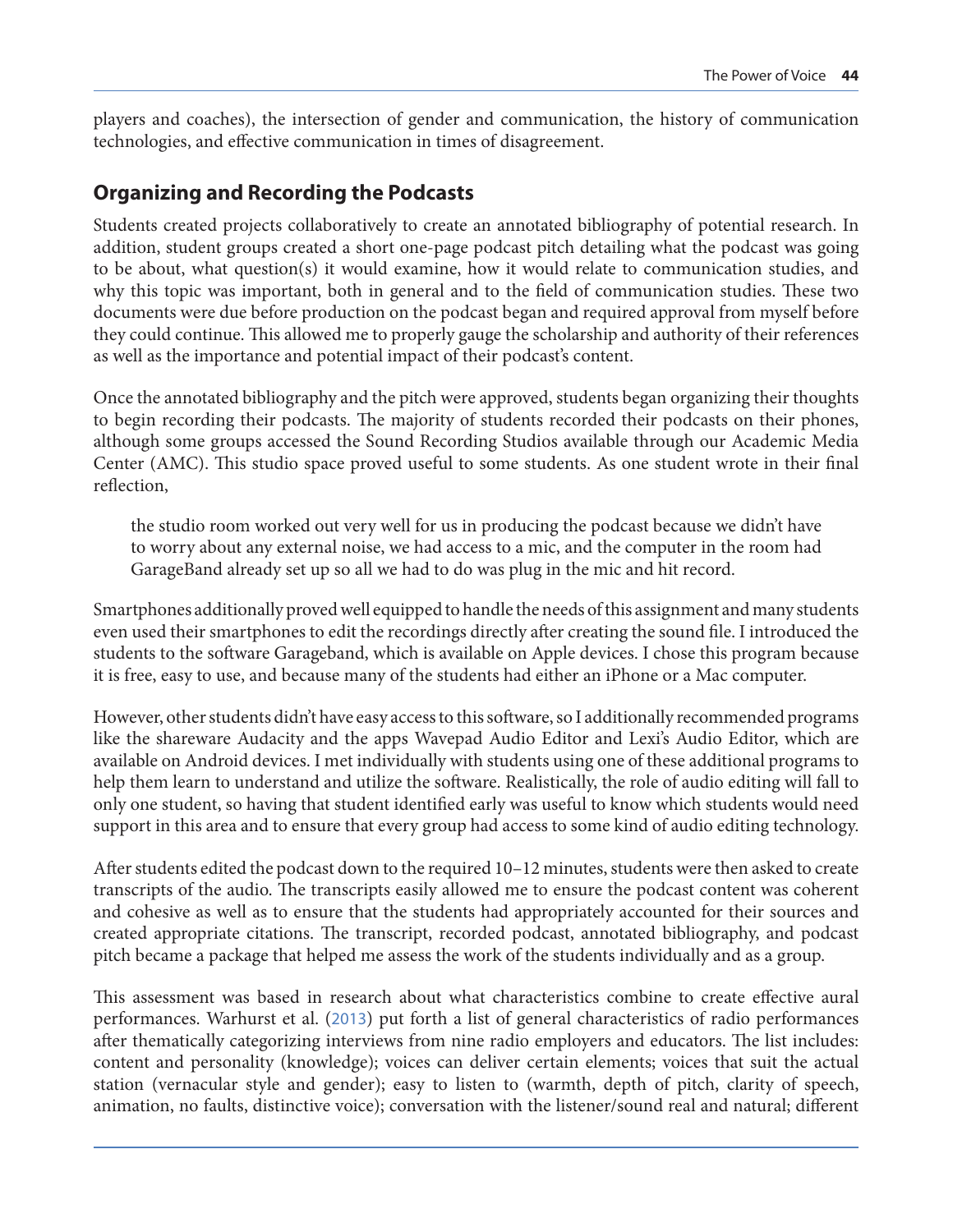players and coaches), the intersection of gender and communication, the history of communication technologies, and effective communication in times of disagreement.

## Organizing and Recording the Podcasts

Students created projects collaboratively to create an annotated bibliography of potential research. In addition, student groups created a short one-page podcast pitch detailing what the podcast was going to be about, what question(s) it would examine, how it would relate to communication studies, and why this topic was important, both in general and to the field of communication studies. These two documents were due before production on the podcast began and required approval from myself before they could continue. This allowed me to properly gauge the scholarship and authority of their references as well as the importance and potential impact of their podcast's content.

Once the annotated bibliography and the pitch were approved, students began organizing their thoughts to begin recording their podcasts. The majority of students recorded their podcasts on their phones, although some groups accessed the Sound Recording Studios available through our Academic Media Center (AMC). This studio space proved useful to some students. As one student wrote in their final reflection,

> the studio room worked out very well for us in producing the podcast because we didn't have to worry about any external noise, we had access to a mic, and the computer in the room had GarageBand already set up so all we had to do was plug in the mic and hit record.

Smartphones additionally proved well equipped to handle the needs of this assignment and many students even used their smartphones to edit the recordings directly after creating the sound file. I introduced the students to the software Garageband, which is available on Apple devices. I chose this program because it is free, easy to use, and because many of the students had either an iPhone or a Mac computer.

However, other students didn't have easy access to this software, so I additionally recommended programs like the shareware Audacity and the apps Wavepad Audio Editor and Lexi's Audio Editor, which are available on Android devices. I met individually with students using one of these additional programs to help them learn to understand and utilize the software. Realistically, the role of audio editing will fall to only one student, so having that student identified early was useful to know which students would need support in this area and to ensure that every group had access to some kind of audio editing technology.

After students edited the podcast down to the required 10–12 minutes, students were then asked to create transcripts of the audio. The transcripts easily allowed me to ensure the podcast content was coherent and cohesive as well as to ensure that the students had appropriately accounted for their sources and created appropriate citations. The transcript, recorded podcast, annotated bibliography, and podcast pitch became a package that helped me assess the work of the students individually and as a group.

This assessment was based in research about what characteristics combine to create effective aural performances. Warhurst et al. (2013) put forth a list of general characteristics of radio performances after thematically categorizing interviews from nine radio employers and educators. The list includes: content and personality (knowledge); voices can deliver certain elements; voices that suit the actual station (vernacular style and gender); easy to listen to (warmth, depth of pitch, clarity of speech, animation, no faults, distinctive voice); conversation with the listener/sound real and natural; different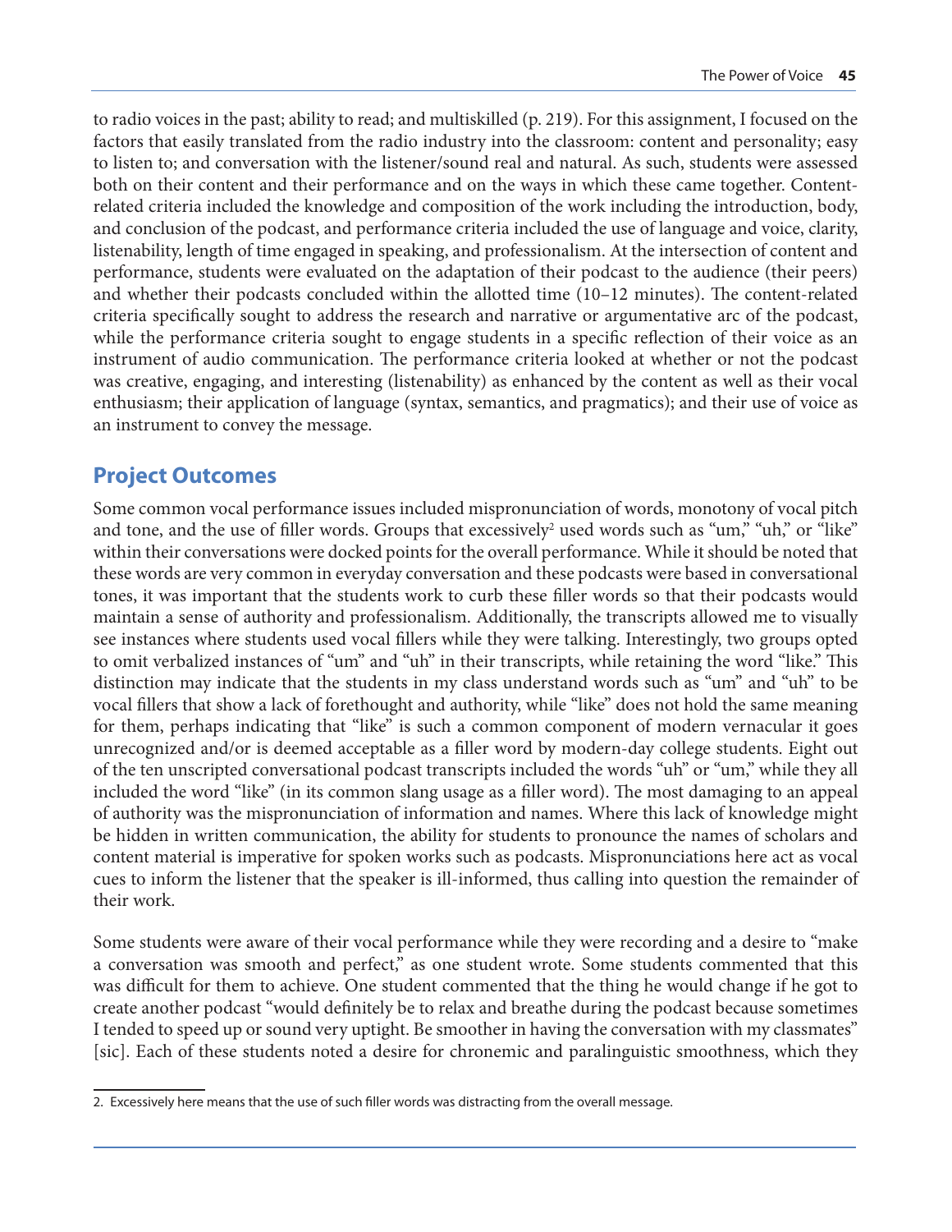to radio voices in the past; ability to read; and multiskilled (p. 219). For this assignment, I focused on the factors that easily translated from the radio industry into the classroom: content and personality; easy to listen to; and conversation with the listener/sound real and natural. As such, students were assessed both on their content and their performance and on the ways in which these came together. Content-related criteria included the knowledge and composition of the work including the introduction, body, and conclusion of the podcast, and performance criteria included the use of language and voice, clarity, listenability, length of time engaged in speaking, and professionalism. At the intersection of content and performance, students were evaluated on the adaptation of their podcast to the audience (their peers) and whether their podcasts concluded within the allotted time (10–12 minutes). The content-related criteria specifically sought to address the research and narrative or argumentative arc of the podcast, while the performance criteria sought to engage students in a specific reflection of their voice as an instrument of audio communication. The performance criteria looked at whether or not the podcast was creative, engaging, and interesting (listenability) as enhanced by the content as well as their vocal enthusiasm; their application of language (syntax, semantics, and pragmatics); and their use of voice as an instrument to convey the message.

## Project Outcomes

Some common vocal performance issues included mispronunciation of words, monotony of vocal pitch and tone, and the use of filler words. Groups that excessively[2] used words such as "um," "uh," or "like" within their conversations were docked points for the overall performance. While it should be noted that these words are very common in everyday conversation and these podcasts were based in conversational tones, it was important that the students work to curb these filler words so that their podcasts would maintain a sense of authority and professionalism. Additionally, the transcripts allowed me to visually see instances where students used vocal fillers while they were talking. Interestingly, two groups opted to omit verbalized instances of "um" and "uh" in their transcripts, while retaining the word "like." This distinction may indicate that the students in my class understand words such as "um" and "uh" to be vocal fillers that show a lack of forethought and authority, while "like" does not hold the same meaning for them, perhaps indicating that "like" is such a common component of modern vernacular it goes unrecognized and/or is deemed acceptable as a filler word by modern-day college students. Eight out of the ten unscripted conversational podcast transcripts included the words "uh" or "um," while they all included the word "like" (in its common slang usage as a filler word). The most damaging to an appeal of authority was the mispronunciation of information and names. Where this lack of knowledge might be hidden in written communication, the ability for students to pronounce the names of scholars and content material is imperative for spoken works such as podcasts. Mispronunciations here act as vocal cues to inform the listener that the speaker is ill-informed, thus calling into question the remainder of their work.

Some students were aware of their vocal performance while they were recording and a desire to "make a conversation was smooth and perfect," as one student wrote. Some students commented that this was difficult for them to achieve. One student commented that the thing he would change if he got to create another podcast "would definitely be to relax and breathe during the podcast because sometimes I tended to speed up or sound very uptight. Be smoother in having the conversation with my classmates" [sic]. Each of these students noted a desire for chronemic and paralinguistic smoothness, which they

2. Excessively here means that the use of such filler words was distracting from the overall message.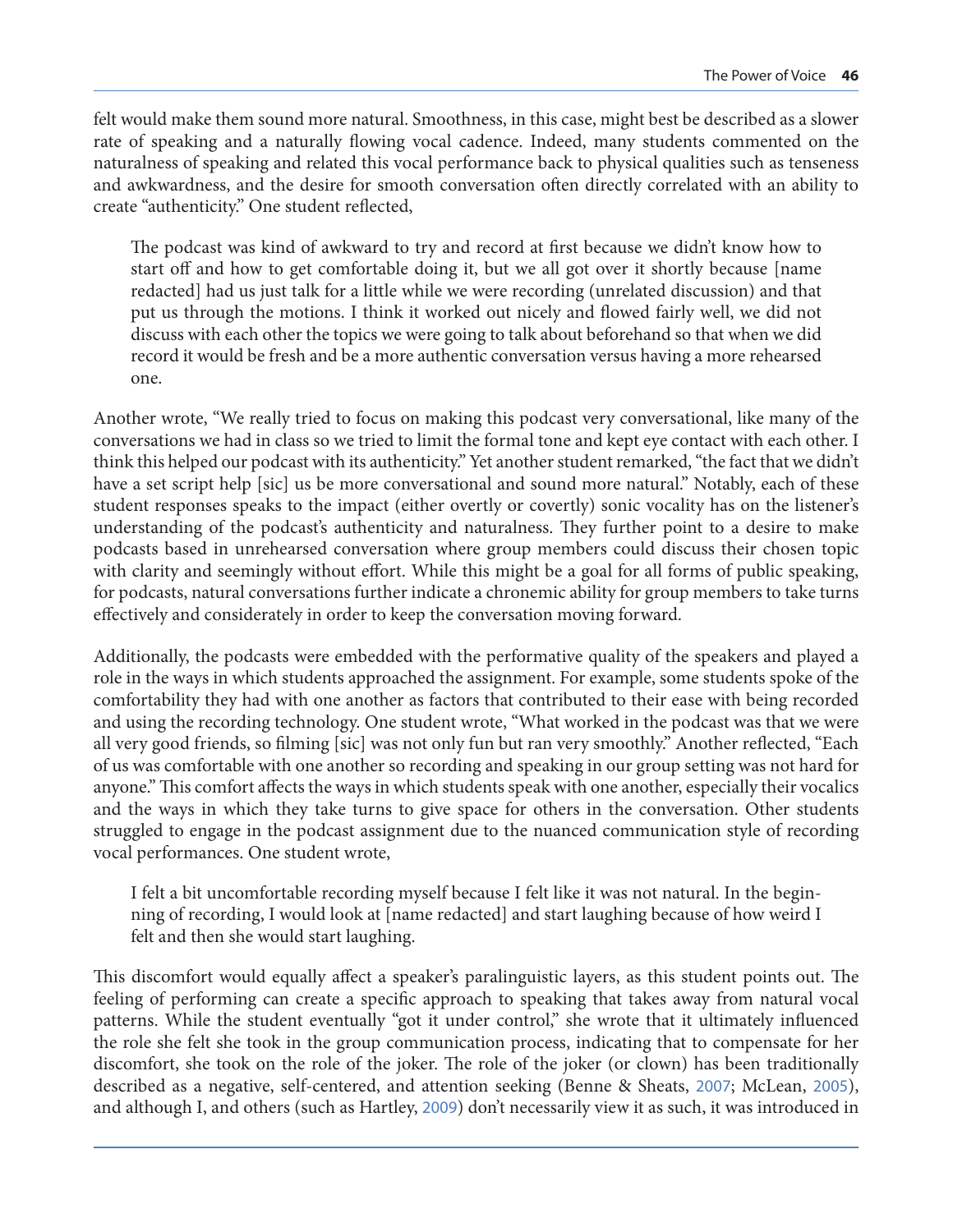felt would make them sound more natural. Smoothness, in this case, might best be described as a slower rate of speaking and a naturally flowing vocal cadence. Indeed, many students commented on the naturalness of speaking and related this vocal performance back to physical qualities such as tenseness and awkwardness, and the desire for smooth conversation often directly correlated with an ability to create "authenticity." One student reflected,

> The podcast was kind of awkward to try and record at first because we didn't know how to start off and how to get comfortable doing it, but we all got over it shortly because [name redacted] had us just talk for a little while we were recording (unrelated discussion) and that put us through the motions. I think it worked out nicely and flowed fairly well, we did not discuss with each other the topics we were going to talk about beforehand so that when we did record it would be fresh and be a more authentic conversation versus having a more rehearsed one.

Another wrote, "We really tried to focus on making this podcast very conversational, like many of the conversations we had in class so we tried to limit the formal tone and kept eye contact with each other. I think this helped our podcast with its authenticity." Yet another student remarked, "the fact that we didn't have a set script help [sic] us be more conversational and sound more natural." Notably, each of these student responses speaks to the impact (either overtly or covertly) sonic vocality has on the listener's understanding of the podcast's authenticity and naturalness. They further point to a desire to make podcasts based in unrehearsed conversation where group members could discuss their chosen topic with clarity and seemingly without effort. While this might be a goal for all forms of public speaking, for podcasts, natural conversations further indicate a chronemic ability for group members to take turns effectively and considerately in order to keep the conversation moving forward.

Additionally, the podcasts were embedded with the performative quality of the speakers and played a role in the ways in which students approached the assignment. For example, some students spoke of the comfortability they had with one another as factors that contributed to their ease with being recorded and using the recording technology. One student wrote, "What worked in the podcast was that we were all very good friends, so filming [sic] was not only fun but ran very smoothly." Another reflected, "Each of us was comfortable with one another so recording and speaking in our group setting was not hard for anyone." This comfort affects the ways in which students speak with one another, especially their vocalics and the ways in which they take turns to give space for others in the conversation. Other students struggled to engage in the podcast assignment due to the nuanced communication style of recording vocal performances. One student wrote,

> I felt a bit uncomfortable recording myself because I felt like it was not natural. In the beginning of recording, I would look at [name redacted] and start laughing because of how weird I felt and then she would start laughing.

This discomfort would equally affect a speaker's paralinguistic layers, as this student points out. The feeling of performing can create a specific approach to speaking that takes away from natural vocal patterns. While the student eventually "got it under control," she wrote that it ultimately influenced the role she felt she took in the group communication process, indicating that to compensate for her discomfort, she took on the role of the joker. The role of the joker (or clown) has been traditionally described as a negative, self-centered, and attention seeking (Benne & Sheats, 2007; McLean, 2005), and although I, and others (such as Hartley, 2009) don't necessarily view it as such, it was introduced in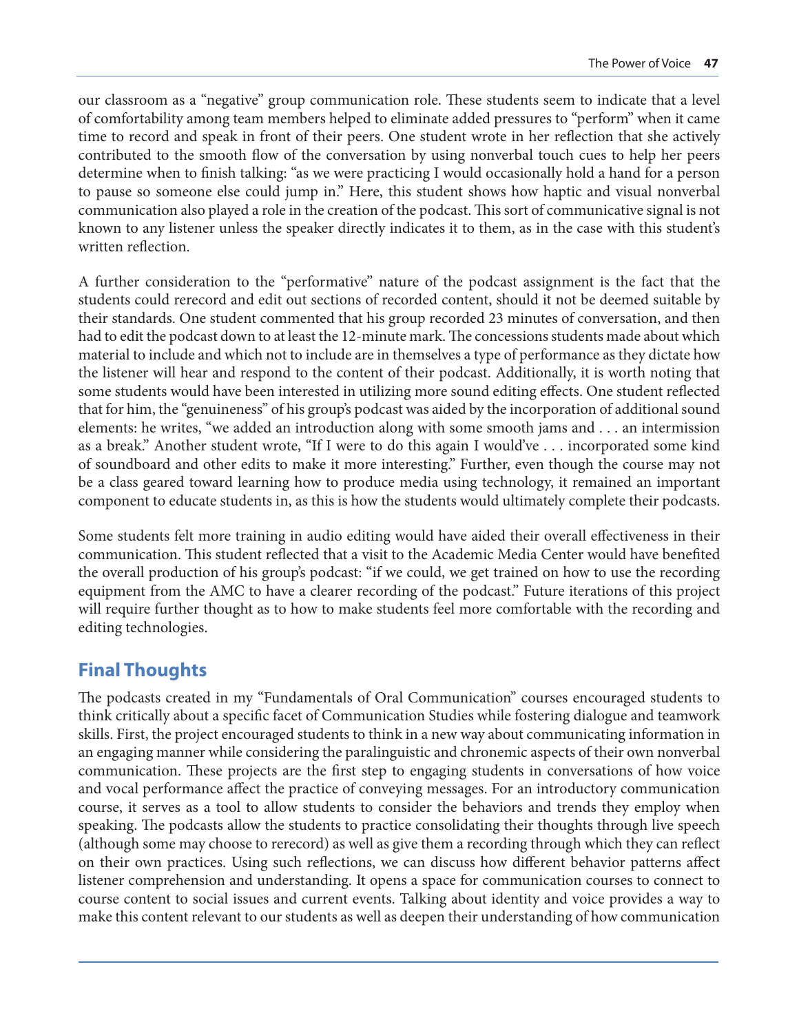our classroom as a "negative" group communication role. These students seem to indicate that a level of comfortability among team members helped to eliminate added pressures to "perform" when it came time to record and speak in front of their peers. One student wrote in her reflection that she actively contributed to the smooth flow of the conversation by using nonverbal touch cues to help her peers determine when to finish talking: "as we were practicing I would occasionally hold a hand for a person to pause so someone else could jump in." Here, this student shows how haptic and visual nonverbal communication also played a role in the creation of the podcast. This sort of communicative signal is not known to any listener unless the speaker directly indicates it to them, as in the case with this student's written reflection.

A further consideration to the "performative" nature of the podcast assignment is the fact that the students could rerecord and edit out sections of recorded content, should it not be deemed suitable by their standards. One student commented that his group recorded 23 minutes of conversation, and then had to edit the podcast down to at least the 12-minute mark. The concessions students made about which material to include and which not to include are in themselves a type of performance as they dictate how the listener will hear and respond to the content of their podcast. Additionally, it is worth noting that some students would have been interested in utilizing more sound editing effects. One student reflected that for him, the "genuineness" of his group's podcast was aided by the incorporation of additional sound elements: he writes, "we added an introduction along with some smooth jams and . . . an intermission as a break." Another student wrote, "If I were to do this again I would've . . . incorporated some kind of soundboard and other edits to make it more interesting." Further, even though the course may not be a class geared toward learning how to produce media using technology, it remained an important component to educate students in, as this is how the students would ultimately complete their podcasts.

Some students felt more training in audio editing would have aided their overall effectiveness in their communication. This student reflected that a visit to the Academic Media Center would have benefited the overall production of his group's podcast: "if we could, we get trained on how to use the recording equipment from the AMC to have a clearer recording of the podcast." Future iterations of this project will require further thought as to how to make students feel more comfortable with the recording and editing technologies.

## Final Thoughts

The podcasts created in my "Fundamentals of Oral Communication" courses encouraged students to think critically about a specific facet of Communication Studies while fostering dialogue and teamwork skills. First, the project encouraged students to think in a new way about communicating information in an engaging manner while considering the paralinguistic and chronemic aspects of their own nonverbal communication. These projects are the first step to engaging students in conversations of how voice and vocal performance affect the practice of conveying messages. For an introductory communication course, it serves as a tool to allow students to consider the behaviors and trends they employ when speaking. The podcasts allow the students to practice consolidating their thoughts through live speech (although some may choose to rerecord) as well as give them a recording through which they can reflect on their own practices. Using such reflections, we can discuss how different behavior patterns affect listener comprehension and understanding. It opens a space for communication courses to connect to course content to social issues and current events. Talking about identity and voice provides a way to make this content relevant to our students as well as deepen their understanding of how communication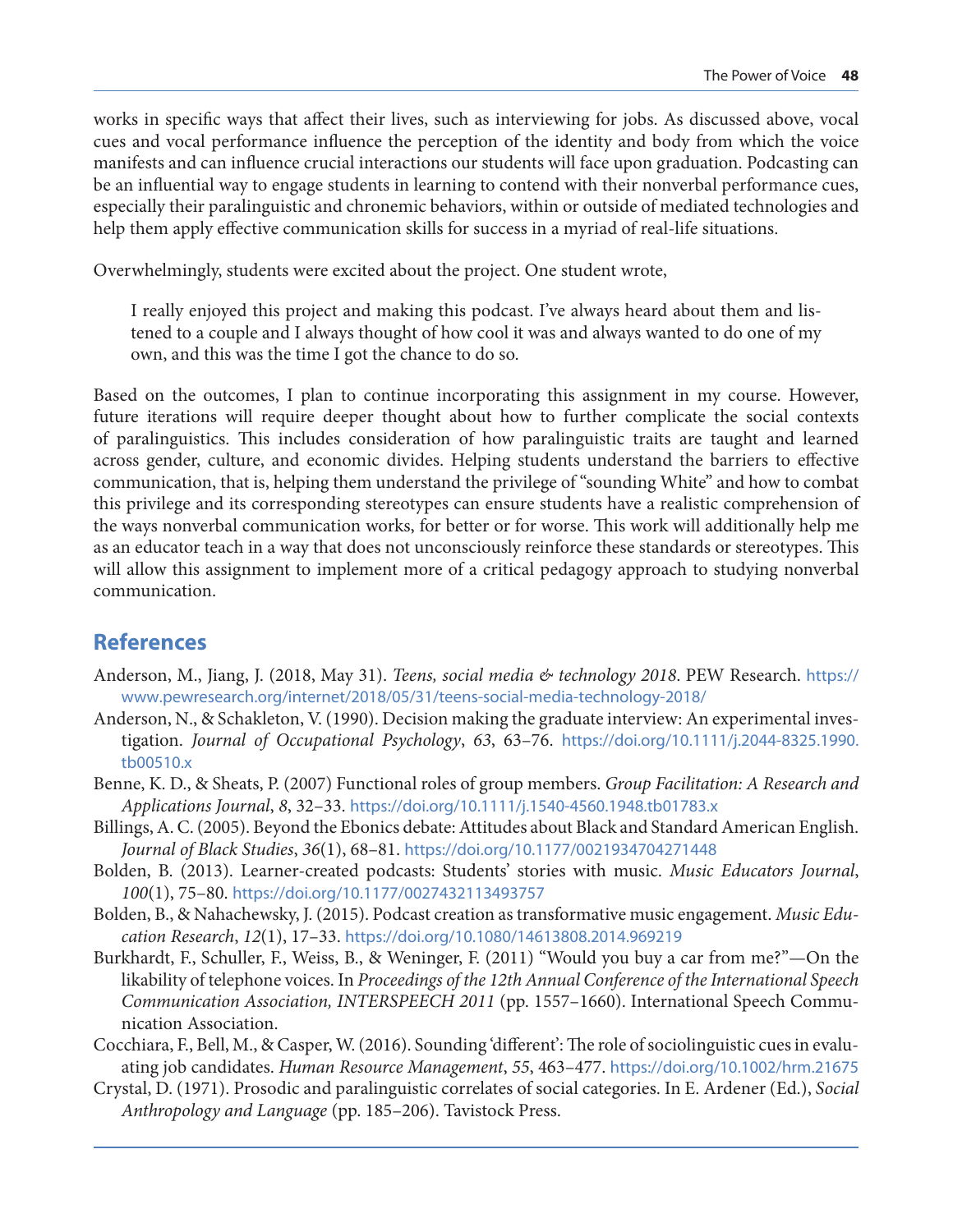works in specific ways that affect their lives, such as interviewing for jobs. As discussed above, vocal cues and vocal performance influence the perception of the identity and body from which the voice manifests and can influence crucial interactions our students will face upon graduation. Podcasting can be an influential way to engage students in learning to contend with their nonverbal performance cues, especially their paralinguistic and chronemic behaviors, within or outside of mediated technologies and help them apply effective communication skills for success in a myriad of real-life situations.

Overwhelmingly, students were excited about the project. One student wrote,

> I really enjoyed this project and making this podcast. I've always heard about them and listened to a couple and I always thought of how cool it was and always wanted to do one of my own, and this was the time I got the chance to do so.

Based on the outcomes, I plan to continue incorporating this assignment in my course. However, future iterations will require deeper thought about how to further complicate the social contexts of paralinguistics. This includes consideration of how paralinguistic traits are taught and learned across gender, culture, and economic divides. Helping students understand the barriers to effective communication, that is, helping them understand the privilege of "sounding White" and how to combat this privilege and its corresponding stereotypes can ensure students have a realistic comprehension of the ways nonverbal communication works, for better or for worse. This work will additionally help me as an educator teach in a way that does not unconsciously reinforce these standards or stereotypes. This will allow this assignment to implement more of a critical pedagogy approach to studying nonverbal communication.

## References

Anderson, M., Jiang, J. (2018, May 31). *Teens, social media & technology 2018*. PEW Research. https://www.pewresearch.org/internet/2018/05/31/teens-social-media-technology-2018/

Anderson, N., & Schakleton, V. (1990). Decision making the graduate interview: An experimental investigation. *Journal of Occupational Psychology*, *63*, 63–76. https://doi.org/10.1111/j.2044-8325.1990.tb00510.x

Benne, K. D., & Sheats, P. (2007) Functional roles of group members. *Group Facilitation: A Research and Applications Journal*, *8*, 32–33. https://doi.org/10.1111/j.1540-4560.1948.tb01783.x

Billings, A. C. (2005). Beyond the Ebonics debate: Attitudes about Black and Standard American English. *Journal of Black Studies*, *36*(1), 68–81. https://doi.org/10.1177/0021934704271448

Bolden, B. (2013). Learner-created podcasts: Students' stories with music. *Music Educators Journal*, *100*(1), 75–80. https://doi.org/10.1177/0027432113493757

Bolden, B., & Nahachewsky, J. (2015). Podcast creation as transformative music engagement. *Music Education Research*, *12*(1), 17–33. https://doi.org/10.1080/14613808.2014.969219

Burkhardt, F., Schuller, F., Weiss, B., & Weninger, F. (2011) "Would you buy a car from me?"—On the likability of telephone voices. In *Proceedings of the 12th Annual Conference of the International Speech Communication Association, INTERSPEECH 2011* (pp. 1557–1660). International Speech Communication Association.

Cocchiara, F., Bell, M., & Casper, W. (2016). Sounding 'different': The role of sociolinguistic cues in evaluating job candidates. *Human Resource Management*, *55*, 463–477. https://doi.org/10.1002/hrm.21675

Crystal, D. (1971). Prosodic and paralinguistic correlates of social categories. In E. Ardener (Ed.), *Social Anthropology and Language* (pp. 185–206). Tavistock Press.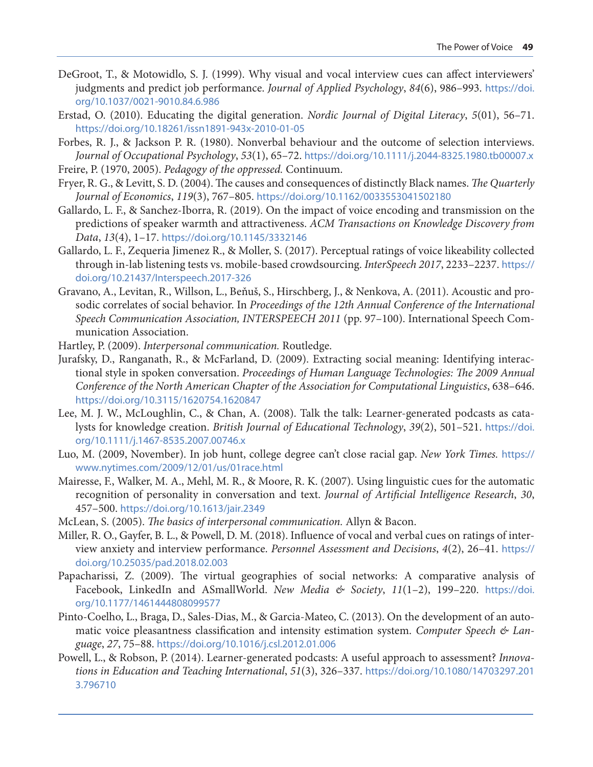DeGroot, T., & Motowidlo, S. J. (1999). Why visual and vocal interview cues can affect interviewers' judgments and predict job performance. *Journal of Applied Psychology*, *84*(6), 986–993. https://doi.org/10.1037/0021-9010.84.6.986

Erstad, O. (2010). Educating the digital generation. *Nordic Journal of Digital Literacy*, *5*(01), 56–71. https://doi.org/10.18261/issn1891-943x-2010-01-05

Forbes, R. J., & Jackson P. R. (1980). Nonverbal behaviour and the outcome of selection interviews. *Journal of Occupational Psychology*, *53*(1), 65–72. https://doi.org/10.1111/j.2044-8325.1980.tb00007.x

Freire, P. (1970, 2005). *Pedagogy of the oppressed.* Continuum.

Fryer, R. G., & Levitt, S. D. (2004). The causes and consequences of distinctly Black names. *The Quarterly Journal of Economics*, *119*(3), 767–805. https://doi.org/10.1162/0033553041502180

Gallardo, L. F., & Sanchez-Iborra, R. (2019). On the impact of voice encoding and transmission on the predictions of speaker warmth and attractiveness. *ACM Transactions on Knowledge Discovery from Data*, *13*(4), 1–17. https://doi.org/10.1145/3332146

Gallardo, L. F., Zequeria Jimenez R., & Moller, S. (2017). Perceptual ratings of voice likeability collected through in-lab listening tests vs. mobile-based crowdsourcing. *InterSpeech 2017*, 2233–2237. https://doi.org/10.21437/Interspeech.2017-326

Gravano, A., Levitan, R., Willson, L., Beňuš, S., Hirschberg, J., & Nenkova, A. (2011). Acoustic and prosodic correlates of social behavior. In *Proceedings of the 12th Annual Conference of the International Speech Communication Association, INTERSPEECH 2011* (pp. 97–100). International Speech Communication Association.

Hartley, P. (2009). *Interpersonal communication.* Routledge.

Jurafsky, D., Ranganath, R., & McFarland, D. (2009). Extracting social meaning: Identifying interactional style in spoken conversation. *Proceedings of Human Language Technologies: The 2009 Annual Conference of the North American Chapter of the Association for Computational Linguistics*, 638–646. https://doi.org/10.3115/1620754.1620847

Lee, M. J. W., McLoughlin, C., & Chan, A. (2008). Talk the talk: Learner-generated podcasts as catalysts for knowledge creation. *British Journal of Educational Technology*, *39*(2), 501–521. https://doi.org/10.1111/j.1467-8535.2007.00746.x

Luo, M. (2009, November). In job hunt, college degree can't close racial gap. *New York Times.* https://www.nytimes.com/2009/12/01/us/01race.html

Mairesse, F., Walker, M. A., Mehl, M. R., & Moore, R. K. (2007). Using linguistic cues for the automatic recognition of personality in conversation and text. *Journal of Artificial Intelligence Research*, *30*, 457–500. https://doi.org/10.1613/jair.2349

McLean, S. (2005). *The basics of interpersonal communication.* Allyn & Bacon.

Miller, R. O., Gayfer, B. L., & Powell, D. M. (2018). Influence of vocal and verbal cues on ratings of interview anxiety and interview performance. *Personnel Assessment and Decisions*, *4*(2), 26–41. https://doi.org/10.25035/pad.2018.02.003

Papacharissi, Z. (2009). The virtual geographies of social networks: A comparative analysis of Facebook, LinkedIn and ASmallWorld. *New Media & Society*, *11*(1–2), 199–220. https://doi.org/10.1177/1461444808099577

Pinto-Coelho, L., Braga, D., Sales-Dias, M., & Garcia-Mateo, C. (2013). On the development of an automatic voice pleasantness classification and intensity estimation system. *Computer Speech & Language*, *27*, 75–88. https://doi.org/10.1016/j.csl.2012.01.006

Powell, L., & Robson, P. (2014). Learner-generated podcasts: A useful approach to assessment? *Innovations in Education and Teaching International*, *51*(3), 326–337. https://doi.org/10.1080/14703297.2013.796710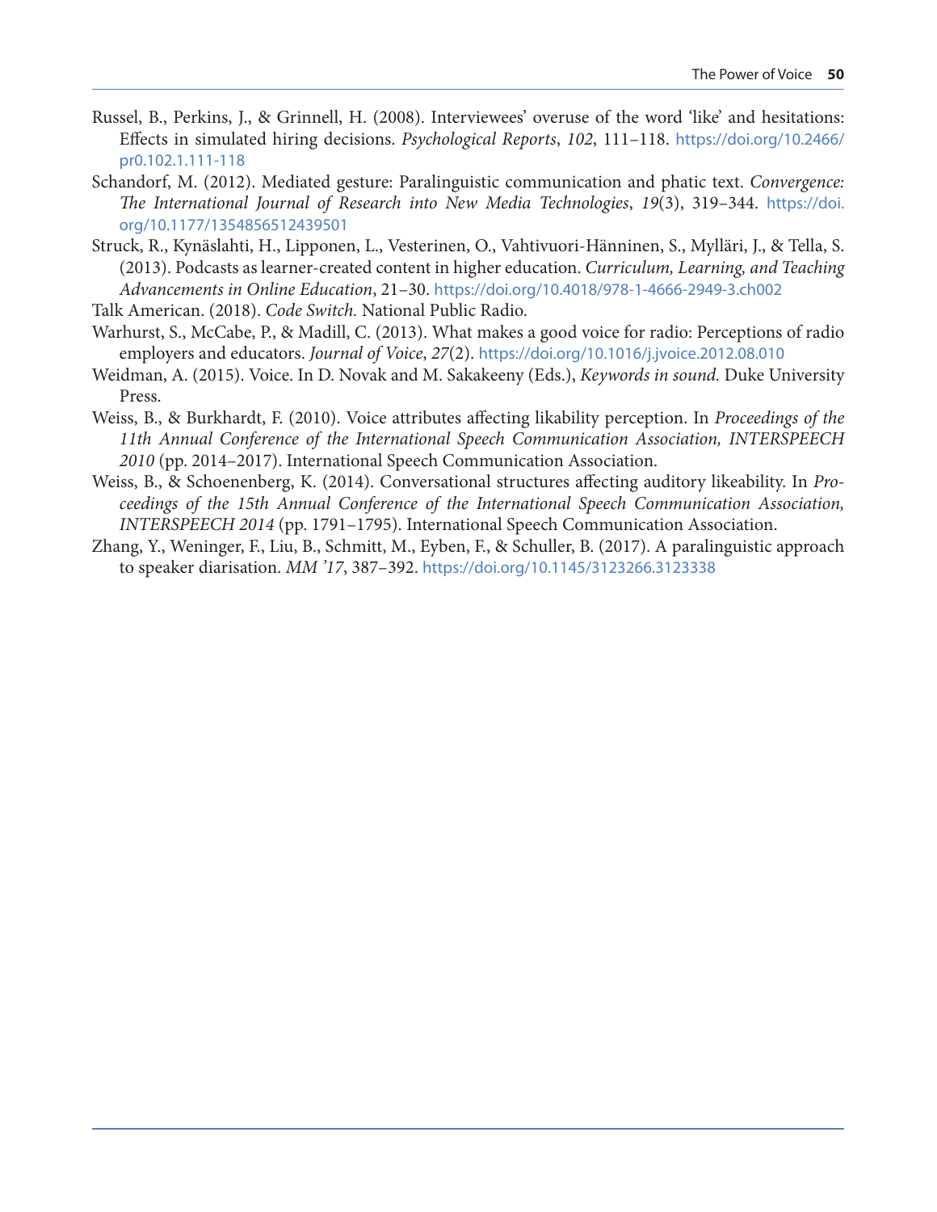Russel, B., Perkins, J., & Grinnell, H. (2008). Interviewees' overuse of the word 'like' and hesitations: Effects in simulated hiring decisions. *Psychological Reports*, *102*, 111–118. https://doi.org/10.2466/pr0.102.1.111-118

Schandorf, M. (2012). Mediated gesture: Paralinguistic communication and phatic text. *Convergence: The International Journal of Research into New Media Technologies*, *19*(3), 319–344. https://doi.org/10.1177/1354856512439501

Struck, R., Kynäslahti, H., Lipponen, L., Vesterinen, O., Vahtivuori-Hänninen, S., Mylläri, J., & Tella, S. (2013). Podcasts as learner-created content in higher education. *Curriculum, Learning, and Teaching Advancements in Online Education*, 21–30. https://doi.org/10.4018/978-1-4666-2949-3.ch002

Talk American. (2018). *Code Switch.* National Public Radio.

Warhurst, S., McCabe, P., & Madill, C. (2013). What makes a good voice for radio: Perceptions of radio employers and educators. *Journal of Voice*, *27*(2). https://doi.org/10.1016/j.jvoice.2012.08.010

Weidman, A. (2015). Voice. In D. Novak and M. Sakakeeny (Eds.), *Keywords in sound.* Duke University Press.

Weiss, B., & Burkhardt, F. (2010). Voice attributes affecting likability perception. In *Proceedings of the 11th Annual Conference of the International Speech Communication Association, INTERSPEECH 2010* (pp. 2014–2017). International Speech Communication Association.

Weiss, B., & Schoenenberg, K. (2014). Conversational structures affecting auditory likeability. In *Proceedings of the 15th Annual Conference of the International Speech Communication Association, INTERSPEECH 2014* (pp. 1791–1795). International Speech Communication Association.

Zhang, Y., Weninger, F., Liu, B., Schmitt, M., Eyben, F., & Schuller, B. (2017). A paralinguistic approach to speaker diarisation. *MM '17*, 387–392. https://doi.org/10.1145/3123266.3123338